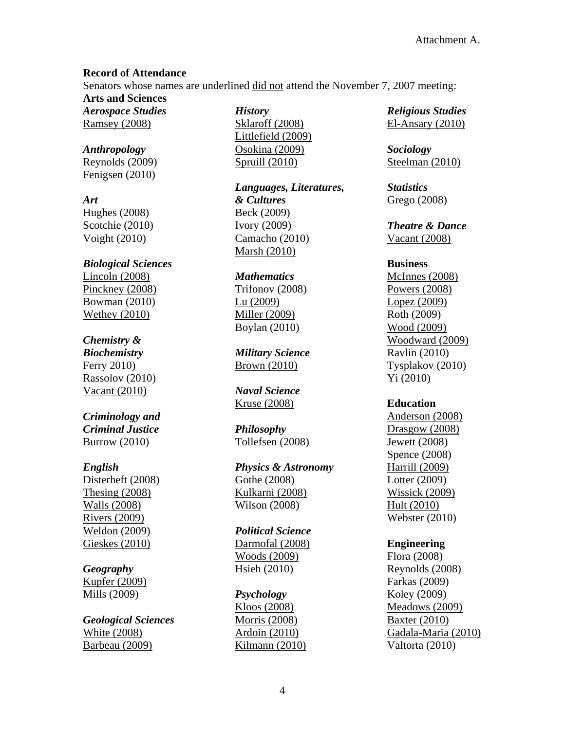Attachment A.

**Record of Attendance**

Senators whose names are underlined <u>did not</u> attend the November 7, 2007 meeting:

**Arts and Sciences**

***Aerospace Studies***
<u>Ramsey (2008)</u>

***Anthropology***
Reynolds (2009)
Fenigsen (2010)

***Art***
Hughes (2008)
Scotchie (2010)
Voight (2010)

***Biological Sciences***
<u>Lincoln (2008)</u>
<u>Pinckney (2008)</u>
Bowman (2010)
<u>Wethey (2010)</u>

***Chemistry & Biochemistry***
Ferry 2010)
Rassolov (2010)
<u>Vacant (2010)</u>

***Criminology and Criminal Justice***
Burrow (2010)

***English***
Disterheft (2008)
<u>Thesing (2008)</u>
<u>Walls (2008)</u>
<u>Rivers (2009)</u>
<u>Weldon (2009)</u>
<u>Gieskes (2010)</u>

***Geography***
<u>Kupfer (2009)</u>
Mills (2009)

***Geological Sciences***
<u>White (2008)</u>
<u>Barbeau (2009)</u>

***History***
<u>Sklaroff (2008)</u>
<u>Littlefield (2009)</u>
<u>Osokina (2009)</u>
<u>Spruill (2010)</u>

***Languages, Literatures, & Cultures***
Beck (2009)
Ivory (2009)
Camacho (2010)
<u>Marsh (2010)</u>

***Mathematics***
Trifonov (2008)
<u>Lu (2009)</u>
<u>Miller (2009)</u>
Boylan (2010)

***Military Science***
<u>Brown (2010)</u>

***Naval Science***
<u>Kruse (2008)</u>

***Philosophy***
Tollefsen (2008)

***Physics & Astronomy***
Gothe (2008)
<u>Kulkarni (2008)</u>
Wilson (2008)

***Political Science***
<u>Darmofal (2008)</u>
<u>Woods (2009)</u>
Hsieh (2010)

***Psychology***
<u>Kloos (2008)</u>
<u>Morris (2008)</u>
<u>Ardoin (2010)</u>
<u>Kilmann (2010)</u>

***Religious Studies***
<u>El-Ansary (2010)</u>

***Sociology***
<u>Steelman (2010)</u>

***Statistics***
Grego (2008)

***Theatre & Dance***
<u>Vacant (2008)</u>

**Business**
<u>McInnes (2008)</u>
<u>Powers (2008)</u>
<u>Lopez (2009)</u>
Roth (2009)
<u>Wood (2009)</u>
<u>Woodward (2009)</u>
Ravlin (2010)
Tysplakov (2010)
Yi (2010)

**Education**
<u>Anderson (2008)</u>
<u>Drasgow (2008)</u>
Jewett (2008)
Spence (2008)
<u>Harrill (2009)</u>
<u>Lotter (2009)</u>
<u>Wissick (2009)</u>
<u>Hult (2010)</u>
Webster (2010)

**Engineering**
Flora (2008)
<u>Reynolds (2008)</u>
Farkas (2009)
Koley (2009)
<u>Meadows (2009)</u>
<u>Baxter (2010)</u>
<u>Gadala-Maria (2010)</u>
Valtorta (2010)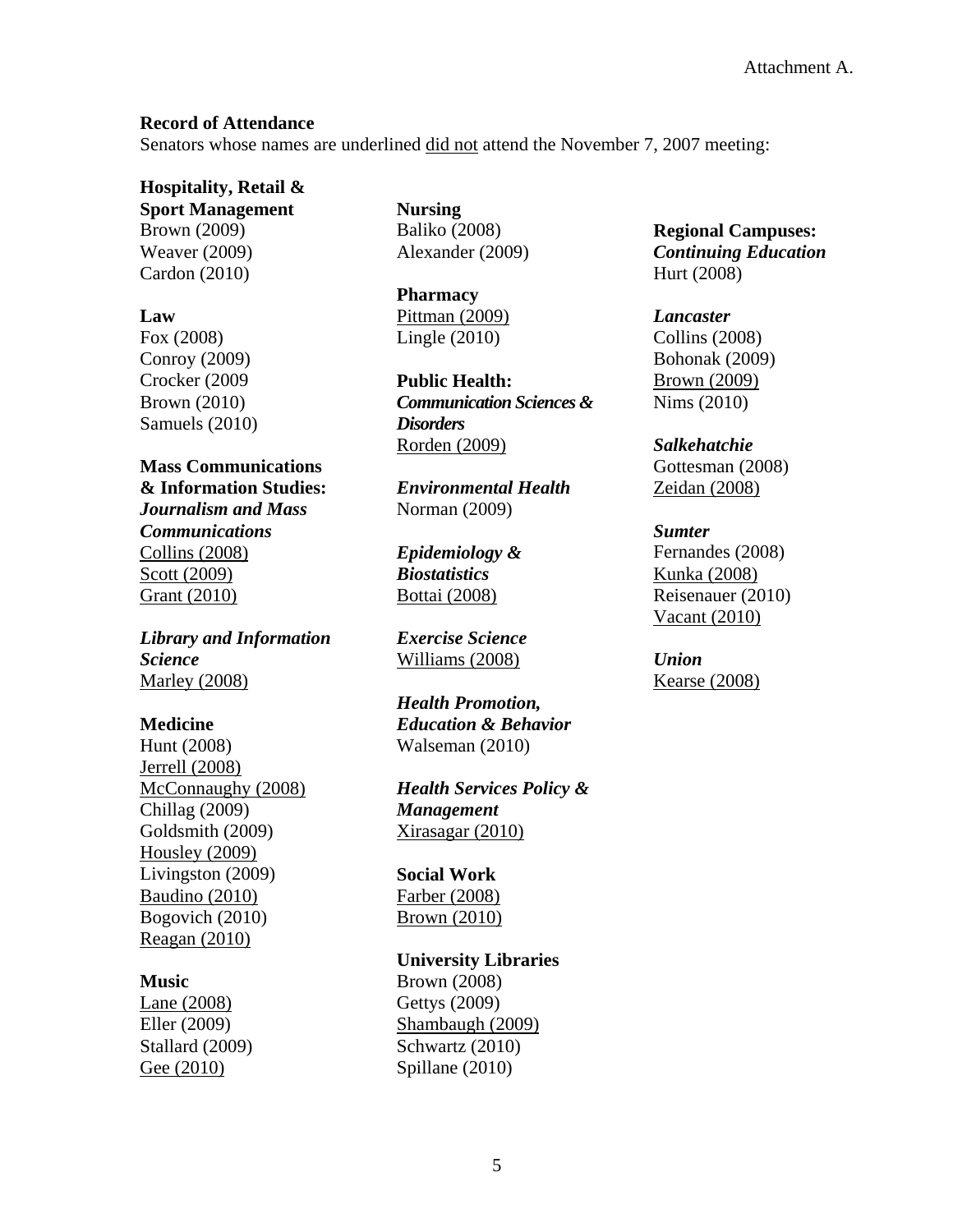Attachment A.

**Record of Attendance**

Senators whose names are underlined <u>did not</u> attend the November 7, 2007 meeting:

**Hospitality, Retail & Sport Management**
Brown (2009)
Weaver (2009)
Cardon (2010)

**Law**
Fox (2008)
Conroy (2009)
Crocker (2009
Brown (2010)
Samuels (2010)

**Mass Communications & Information Studies:**
***Journalism and Mass Communications***
<u>Collins (2008)</u>
<u>Scott (2009)</u>
<u>Grant (2010)</u>

***Library and Information Science***
<u>Marley (2008)</u>

**Medicine**
Hunt (2008)
<u>Jerrell (2008)</u>
<u>McConnaughy (2008)</u>
Chillag (2009)
Goldsmith (2009)
<u>Housley (2009)</u>
Livingston (2009)
<u>Baudino (2010)</u>
Bogovich (2010)
<u>Reagan (2010)</u>

**Music**
<u>Lane (2008)</u>
Eller (2009)
Stallard (2009)
<u>Gee (2010)</u>

**Nursing**
Baliko (2008)
Alexander (2009)

**Pharmacy**
<u>Pittman (2009)</u>
Lingle (2010)

**Public Health:**
***Communication Sciences & Disorders***
<u>Rorden (2009)</u>

***Environmental Health***
Norman (2009)

***Epidemiology & Biostatistics***
<u>Bottai (2008)</u>

***Exercise Science***
<u>Williams (2008)</u>

***Health Promotion, Education & Behavior***
Walseman (2010)

***Health Services Policy & Management***
<u>Xirasagar (2010)</u>

**Social Work**
<u>Farber (2008)</u>
<u>Brown (2010)</u>

**University Libraries**
Brown (2008)
Gettys (2009)
<u>Shambaugh (2009)</u>
Schwartz (2010)
Spillane (2010)

**Regional Campuses:**
***Continuing Education***
Hurt (2008)

***Lancaster***
Collins (2008)
Bohonak (2009)
<u>Brown (2009)</u>
Nims (2010)

***Salkehatchie***
Gottesman (2008)
<u>Zeidan (2008)</u>

***Sumter***
Fernandes (2008)
<u>Kunka (2008)</u>
Reisenauer (2010)
<u>Vacant (2010)</u>

***Union***
<u>Kearse (2008)</u>